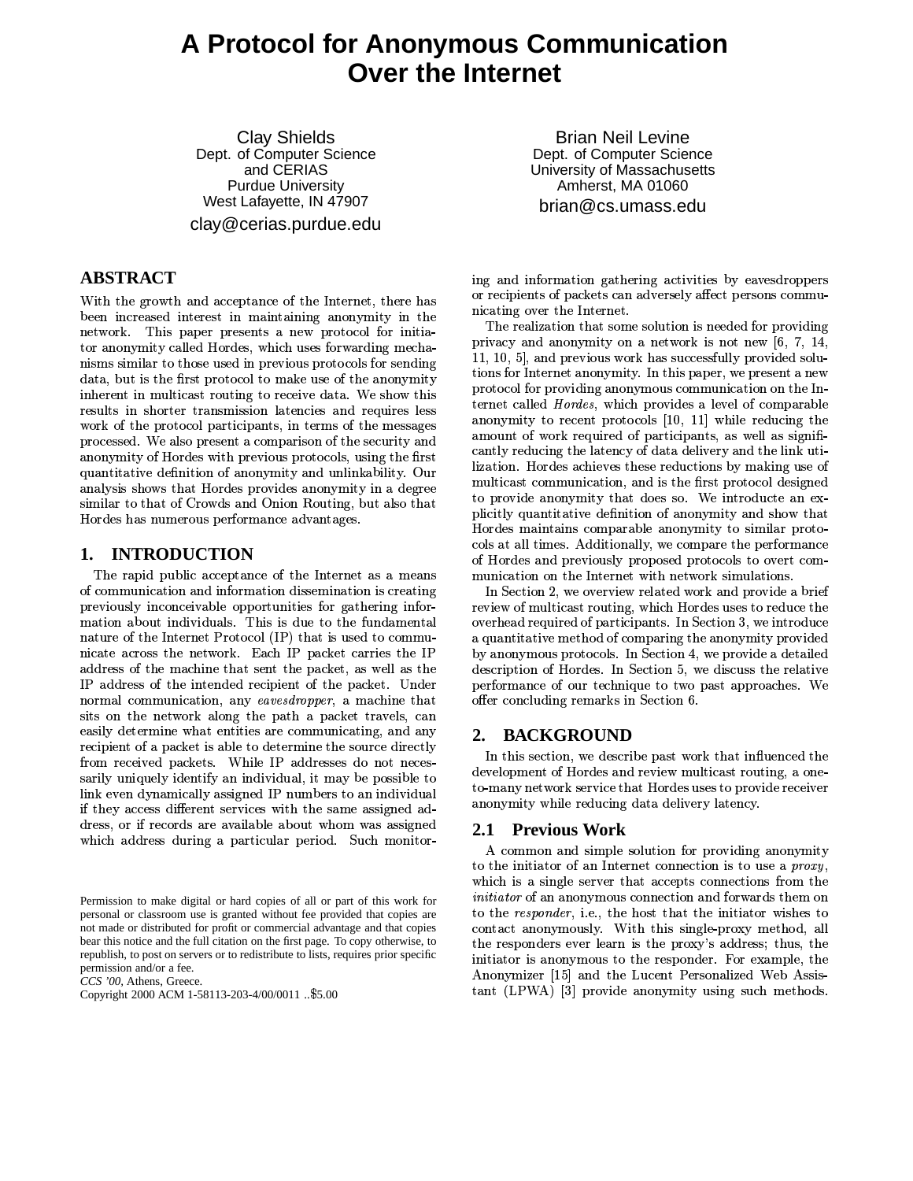# A Protocol for Anonymous Communication Over the Internet

Clay Shields
Dept. of Computer Science
and CERIAS
Purdue University
West Lafayette, IN 47907
clay@cerias.purdue.edu

Brian Neil Levine
Dept. of Computer Science
University of Massachusetts
Amherst, MA 01060
brian@cs.umass.edu

## ABSTRACT

With the growth and acceptance of the Internet, there has been increased interest in maintaining anonymity in the network. This paper presents a new protocol for initiator anonymity called Hordes, which uses forwarding mechanisms similar to those used in previous protocols for sending data, but is the first protocol to make use of the anonymity inherent in multicast routing to receive data. We show this results in shorter transmission latencies and requires less work of the protocol participants, in terms of the messages processed. We also present a comparison of the security and anonymity of Hordes with previous protocols, using the first quantitative definition of anonymity and unlinkability. Our analysis shows that Hordes provides anonymity in a degree similar to that of Crowds and Onion Routing, but also that Hordes has numerous performance advantages.

## 1. INTRODUCTION

The rapid public acceptance of the Internet as a means of communication and information dissemination is creating previously inconceivable opportunities for gathering information about individuals. This is due to the fundamental nature of the Internet Protocol (IP) that is used to communicate across the network. Each IP packet carries the IP address of the machine that sent the packet, as well as the IP address of the intended recipient of the packet. Under normal communication, any *eavesdropper*, a machine that sits on the network along the path a packet travels, can easily determine what entities are communicating, and any recipient of a packet is able to determine the source directly from received packets. While IP addresses do not necessarily uniquely identify an individual, it may be possible to link even dynamically assigned IP numbers to an individual if they access different services with the same assigned address, or if records are available about whom was assigned which address during a particular period. Such monitoring and information gathering activities by eavesdroppers or recipients of packets can adversely affect persons communicating over the Internet.

The realization that some solution is needed for providing privacy and anonymity on a network is not new [6, 7, 14, 11, 10, 5], and previous work has successfully provided solutions for Internet anonymity. In this paper, we present a new protocol for providing anonymous communication on the Internet called *Hordes*, which provides a level of comparable anonymity to recent protocols [10, 11] while reducing the amount of work required of participants, as well as significantly reducing the latency of data delivery and the link utilization. Hordes achieves these reductions by making use of multicast communication, and is the first protocol designed to provide anonymity that does so. We introducte an explicitly quantitative definition of anonymity and show that Hordes maintains comparable anonymity to similar protocols at all times. Additionally, we compare the performance of Hordes and previously proposed protocols to overt communication on the Internet with network simulations.

In Section 2, we overview related work and provide a brief review of multicast routing, which Hordes uses to reduce the overhead required of participants. In Section 3, we introduce a quantitative method of comparing the anonymity provided by anonymous protocols. In Section 4, we provide a detailed description of Hordes. In Section 5, we discuss the relative performance of our technique to two past approaches. We offer concluding remarks in Section 6.

## 2. BACKGROUND

In this section, we describe past work that influenced the development of Hordes and review multicast routing, a one-to-many network service that Hordes uses to provide receiver anonymity while reducing data delivery latency.

### 2.1 Previous Work

A common and simple solution for providing anonymity to the initiator of an Internet connection is to use a *proxy*, which is a single server that accepts connections from the *initiator* of an anonymous connection and forwards them on to the *responder*, i.e., the host that the initiator wishes to contact anonymously. With this single-proxy method, all the responders ever learn is the proxy's address; thus, the initiator is anonymous to the responder. For example, the Anonymizer [15] and the Lucent Personalized Web Assistant (LPWA) [3] provide anonymity using such methods.

Permission to make digital or hard copies of all or part of this work for personal or classroom use is granted without fee provided that copies are not made or distributed for profit or commercial advantage and that copies bear this notice and the full citation on the first page. To copy otherwise, to republish, to post on servers or to redistribute to lists, requires prior specific permission and/or a fee.
*CCS '00*, Athens, Greece.
Copyright 2000 ACM 1-58113-203-4/00/0011 ..$5.00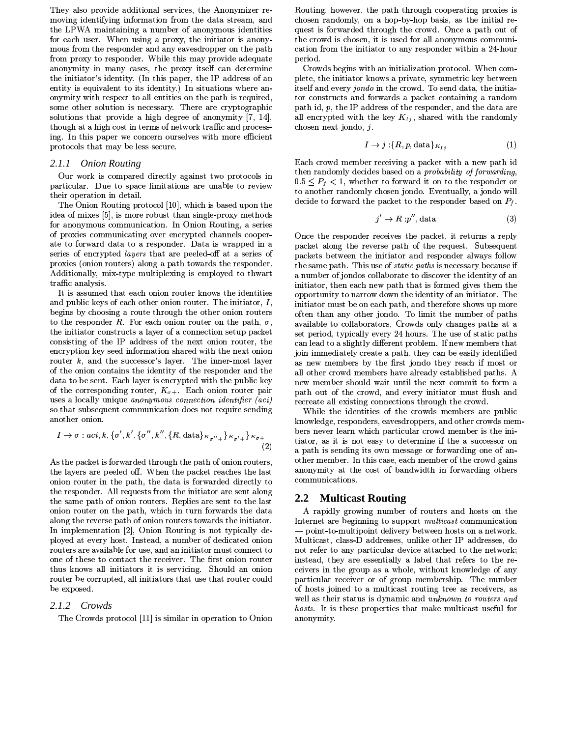They also provide additional services, the Anonymizer removing identifying information from the data stream, and the LPWA maintaining a number of anonymous identities for each user. When using a proxy, the initiator is anonymous from the responder and any eavesdropper on the path from proxy to responder. While this may provide adequate anonymity in many cases, the proxy itself can determine the initiator's identity. (In this paper, the IP address of an entity is equivalent to its identity.) In situations where anonymity with respect to all entities on the path is required, some other solution is necessary. There are cryptographic solutions that provide a high degree of anonymity [7, 14], though at a high cost in terms of network traffic and processing. In this paper we concern ourselves with more efficient protocols that may be less secure.

### 2.1.1 Onion Routing

Our work is compared directly against two protocols in particular. Due to space limitations are unable to review their operation in detail.

The Onion Routing protocol [10], which is based upon the idea of mixes [5], is more robust than single-proxy methods for anonymous communication. In Onion Routing, a series of proxies communicating over encrypted channels cooperate to forward data to a responder. Data is wrapped in a series of encrypted *layers* that are peeled-off at a series of proxies (onion routers) along a path towards the responder. Additionally, mix-type multiplexing is employed to thwart traffic analysis.

It is assumed that each onion router knows the identities and public keys of each other onion router. The initiator, $I$, begins by choosing a route through the other onion routers to the responder $R$. For each onion router on the path, $\sigma$, the initiator constructs a layer of a connection setup packet consisting of the IP address of the next onion router, the encryption key seed information shared with the next onion router $k$, and the successor's layer. The inner-most layer of the onion contains the identity of the responder and the data to be sent. Each layer is encrypted with the public key of the corresponding router, $K_{\sigma+}$. Each onion router pair uses a locally unique *anonymous connection identifier (aci)* so that subsequent communication does not require sending another onion.

$$I \rightarrow \sigma : aci, k, \{\sigma', k', \{\sigma'', k'', \{R, \text{data}\}_{K_{\sigma''+}}\}_{K_{\sigma'+}}\}_{K_{\sigma+}} \tag{2}$$

As the packet is forwarded through the path of onion routers, the layers are peeled off. When the packet reaches the last onion router in the path, the data is forwarded directly to the responder. All requests from the initiator are sent along the same path of onion routers. Replies are sent to the last onion router on the path, which in turn forwards the data along the reverse path of onion routers towards the initiator. In implementation [2], Onion Routing is not typically deployed at every host. Instead, a number of dedicated onion routers are available for use, and an initiator must connect to one of these to contact the receiver. The first onion router thus knows all initiators it is servicing. Should an onion router be corrupted, all initiators that use that router could be exposed.

### 2.1.2 Crowds

The Crowds protocol [11] is similar in operation to Onion Routing, however, the path through cooperating proxies is chosen randomly, on a hop-by-hop basis, as the initial request is forwarded through the crowd. Once a path out of the crowd is chosen, it is used for all anonymous communication from the initiator to any responder within a 24-hour period.

Crowds begins with an initialization protocol. When complete, the initiator knows a private, symmetric key between itself and every *jondo* in the crowd. To send data, the initiator constructs and forwards a packet containing a random path id, $p$, the IP address of the responder, and the data are all encrypted with the key $K_{Ij}$, shared with the randomly chosen next jondo, $j$.

$$I \rightarrow j : \{R, p, \text{data}\}_{K_{Ij}} \tag{1}$$

Each crowd member receiving a packet with a new path id then randomly decides based on a *probability of forwarding*, $0.5 \leq P_f < 1$, whether to forward it on to the responder or to another randomly chosen jondo. Eventually, a jondo will decide to forward the packet to the responder based on $P_f$.

$$j' \rightarrow R : p'', \text{data} \tag{3}$$

Once the responder receives the packet, it returns a reply packet along the reverse path of the request. Subsequent packets between the initiator and responder always follow the same path. This use of *static paths* is necessary because if a number of jondos collaborate to discover the identity of an initiator, then each new path that is formed gives them the opportunity to narrow down the identity of an initiator. The initiator must be on each path, and therefore shows up more often than any other jondo. To limit the number of paths available to collaborators, Crowds only changes paths at a set period, typically every 24 hours. The use of static paths can lead to a slightly different problem. If new members that join immediately create a path, they can be easily identified as new members by the first jondo they reach if most or all other crowd members have already established paths. A new member should wait until the next commit to form a path out of the crowd, and every initiator must flush and recreate all existing connections through the crowd.

While the identities of the crowds members are public knowledge, responders, eavesdroppers, and other crowds members never learn which particular crowd member is the initiator, as it is not easy to determine if the a successor on a path is sending its own message or forwarding one of another member. In this case, each member of the crowd gains anonymity at the cost of bandwidth in forwarding others communications.

## 2.2 Multicast Routing

A rapidly growing number of routers and hosts on the Internet are beginning to support *multicast* communication — point-to-multipoint delivery between hosts on a network. Multicast, class-D addresses, unlike other IP addresses, do not refer to any particular device attached to the network; instead, they are essentially a label that refers to the receivers in the group as a whole, without knowledge of any particular receiver or of group membership. The number of hosts joined to a multicast routing tree as receivers, as well as their status is dynamic and *unknown to routers and hosts*. It is these properties that make multicast useful for anonymity.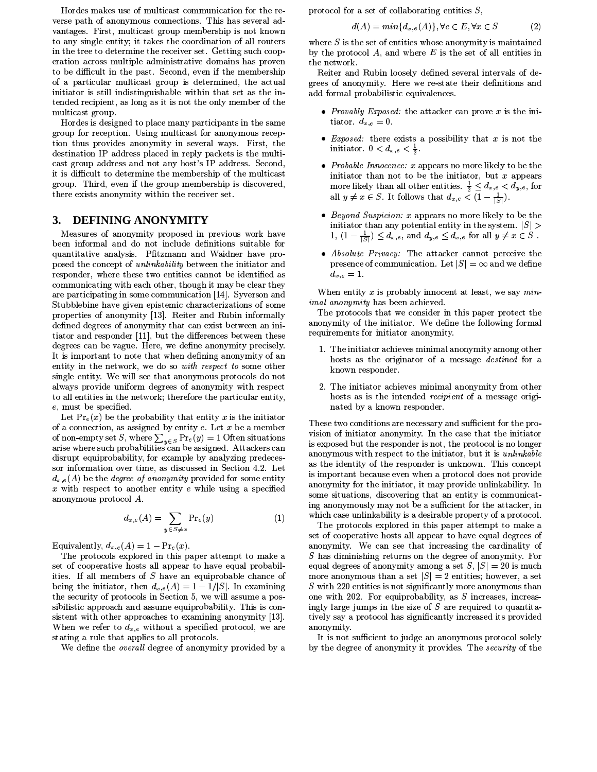Hordes makes use of multicast communication for the reverse path of anonymous connections. This has several advantages. First, multicast group membership is not known to any single entity; it takes the coordination of all routers in the tree to determine the receiver set. Getting such cooperation across multiple administrative domains has proven to be difficult in the past. Second, even if the membership of a particular multicast group is determined, the actual initiator is still indistinguishable within that set as the intended recipient, as long as it is not the only member of the multicast group.

Hordes is designed to place many participants in the same group for reception. Using multicast for anonymous reception thus provides anonymity in several ways. First, the destination IP address placed in reply packets is the multicast group address and not any host's IP address. Second, it is difficult to determine the membership of the multicast group. Third, even if the group membership is discovered, there exists anonymity within the receiver set.

## 3. DEFINING ANONYMITY

Measures of anonymity proposed in previous work have been informal and do not include definitions suitable for quantitative analysis. Pfitzmann and Waidner have proposed the concept of *unlinkability* between the initiator and responder, where these two entities cannot be identified as communicating with each other, though it may be clear they are participating in some communication [14]. Syverson and Stubblebine have given epistemic characterizations of some properties of anonymity [13]. Reiter and Rubin informally defined degrees of anonymity that can exist between an initiator and responder [11], but the differences between these degrees can be vague. Here, we define anonymity precisely. It is important to note that when defining anonymity of an entity in the network, we do so *with respect to* some other single entity. We will see that anonymous protocols do not always provide uniform degrees of anonymity with respect to all entities in the network; therefore the particular entity, $e$, must be specified.

Let $\Pr_e(x)$ be the probability that entity $x$ is the initiator of a connection, as assigned by entity $e$. Let $x$ be a member of non-empty set $S$, where $\sum_{y \in S} \Pr_e(y) = 1$ Often situations arise where such probabilities can be assigned. Attackers can disrupt equiprobability, for example by analyzing predecessor information over time, as discussed in Section 4.2. Let $d_{x,e}(A)$ be the *degree of anonymity* provided for some entity $x$ with respect to another entity $e$ while using a specified anonymous protocol $A$.

$$d_{x,e}(A) = \sum_{y \in S \neq x} \Pr_e(y) \tag{1}$$

Equivalently, $d_{x,e}(A) = 1 - \Pr_e(x)$.

The protocols explored in this paper attempt to make a set of cooperative hosts all appear to have equal probabilities. If all members of $S$ have an equiprobable chance of being the initiator, then $d_{x,e}(A) = 1 - 1/|S|$. In examining the security of protocols in Section 5, we will assume a possibilistic approach and assume equiprobability. This is consistent with other approaches to examining anonymity [13]. When we refer to $d_{x,e}$ without a specified protocol, we are stating a rule that applies to all protocols.

We define the *overall* degree of anonymity provided by a protocol for a set of collaborating entities $S$,

$$d(A) = min\{d_{x,e}(A)\}, \forall e \in E, \forall x \in S \tag{2}$$

where $S$ is the set of entities whose anonymity is maintained by the protocol $A$, and where $E$ is the set of all entities in the network.

Reiter and Rubin loosely defined several intervals of degrees of anonymity. Here we re-state their definitions and add formal probabilistic equivalences.

- *Provably Exposed:* the attacker can prove $x$ is the initiator. $d_{x,e} = 0$.
- *Exposed:* there exists a possibility that $x$ is not the initiator. $0 < d_{x,e} < \frac{1}{2}$.
- *Probable Innocence:* $x$ appears no more likely to be the initiator than not to be the initiator, but $x$ appears more likely than all other entities. $\frac{1}{2} \leq d_{x,e} < d_{y,e}$, for all $y \neq x \in S$. It follows that $d_{x,e} < (1 - \frac{1}{|S|})$.
- *Beyond Suspicion:* $x$ appears no more likely to be the initiator than any potential entity in the system. $|S| > 1$, $(1 - \frac{1}{|S|}) \leq d_{x,e}$, and $d_{y,e} \leq d_{x,e}$ for all $y \neq x \in S$ .
- *Absolute Privacy:* The attacker cannot perceive the presence of communication. Let $|S| = \infty$ and we define $d_{x,e} = 1$.

When entity $x$ is probably innocent at least, we say *minimal anonymity* has been achieved.

The protocols that we consider in this paper protect the anonymity of the initiator. We define the following formal requirements for initiator anonymity.

1. The initiator achieves minimal anonymity among other hosts as the originator of a message *destined* for a known responder.
2. The initiator achieves minimal anonymity from other hosts as is the intended *recipient* of a message originated by a known responder.

These two conditions are necessary and sufficient for the provision of initiator anonymity. In the case that the initiator is exposed but the responder is not, the protocol is no longer anonymous with respect to the initiator, but it is *unlinkable* as the identity of the responder is unknown. This concept is important because even when a protocol does not provide anonymity for the initiator, it may provide unlinkability. In some situations, discovering that an entity is communicating anonymously may not be a sufficient for the attacker, in which case unlinkability is a desirable property of a protocol.

The protocols explored in this paper attempt to make a set of cooperative hosts all appear to have equal degrees of anonymity. We can see that increasing the cardinality of $S$ has diminishing returns on the degree of anonymity. For equal degrees of anonymity among a set $S$, $|S| = 20$ is much more anonymous than a set $|S| = 2$ entities; however, a set $S$ with 220 entities is not significantly more anonymous than one with 202. For equiprobability, as $S$ increases, increasingly large jumps in the size of $S$ are required to quantitatively say a protocol has significantly increased its provided anonymity.

It is not sufficient to judge an anonymous protocol solely by the degree of anonymity it provides. The *security* of the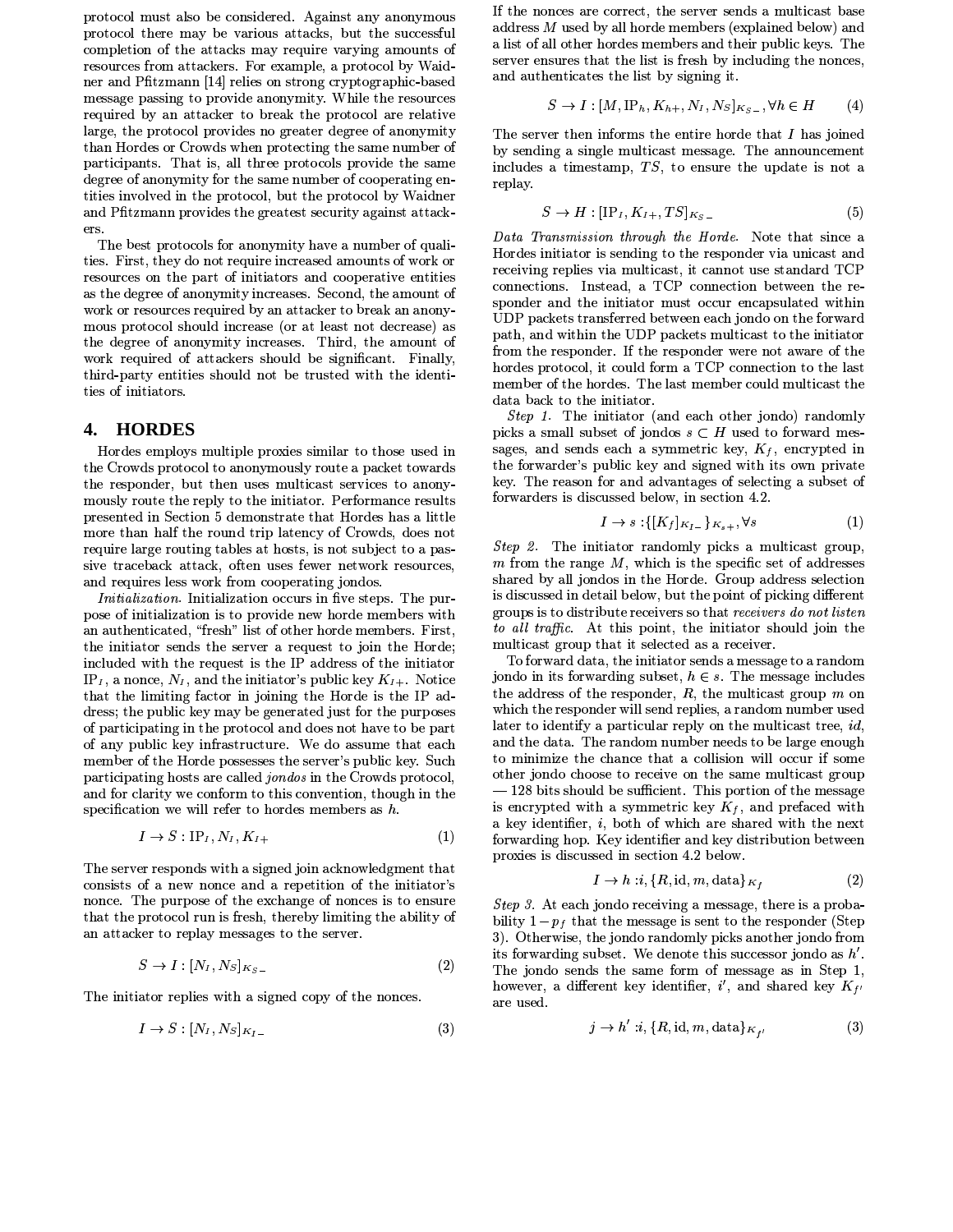protocol must also be considered. Against any anonymous protocol there may be various attacks, but the successful completion of the attacks may require varying amounts of resources from attackers. For example, a protocol by Waidner and Pfitzmann [14] relies on strong cryptographic-based message passing to provide anonymity. While the resources required by an attacker to break the protocol are relative large, the protocol provides no greater degree of anonymity than Hordes or Crowds when protecting the same number of participants. That is, all three protocols provide the same degree of anonymity for the same number of cooperating entities involved in the protocol, but the protocol by Waidner and Pfitzmann provides the greatest security against attackers.

The best protocols for anonymity have a number of qualities. First, they do not require increased amounts of work or resources on the part of initiators and cooperative entities as the degree of anonymity increases. Second, the amount of work or resources required by an attacker to break an anonymous protocol should increase (or at least not decrease) as the degree of anonymity increases. Third, the amount of work required of attackers should be significant. Finally, third-party entities should not be trusted with the identities of initiators.

## 4. HORDES

Hordes employs multiple proxies similar to those used in the Crowds protocol to anonymously route a packet towards the responder, but then uses multicast services to anonymously route the reply to the initiator. Performance results presented in Section 5 demonstrate that Hordes has a little more than half the round trip latency of Crowds, does not require large routing tables at hosts, is not subject to a passive traceback attack, often uses fewer network resources, and requires less work from cooperating jondos.

*Initialization.* Initialization occurs in five steps. The purpose of initialization is to provide new horde members with an authenticated, "fresh" list of other horde members. First, the initiator sends the server a request to join the Horde; included with the request is the IP address of the initiator $\text{IP}_I$, a nonce, $N_I$, and the initiator's public key $K_{I+}$. Notice that the limiting factor in joining the Horde is the IP address; the public key may be generated just for the purposes of participating in the protocol and does not have to be part of any public key infrastructure. We do assume that each member of the Horde possesses the server's public key. Such participating hosts are called *jondos* in the Crowds protocol, and for clarity we conform to this convention, though in the specification we will refer to hordes members as $h$.

$$I \to S : \text{IP}_I, N_I, K_{I+} \tag{1}$$

The server responds with a signed join acknowledgment that consists of a new nonce and a repetition of the initiator's nonce. The purpose of the exchange of nonces is to ensure that the protocol run is fresh, thereby limiting the ability of an attacker to replay messages to the server.

$$S \to I : [N_I, N_S]_{K_{S-}} \tag{2}$$

The initiator replies with a signed copy of the nonces.

$$I \to S : [N_I, N_S]_{K_{I-}} \tag{3}$$

If the nonces are correct, the server sends a multicast base address $M$ used by all horde members (explained below) and a list of all other hordes members and their public keys. The server ensures that the list is fresh by including the nonces, and authenticates the list by signing it.

$$S \to I : [M, \text{IP}_h, K_{h+}, N_I, N_S]_{K_{S-}}, \forall h \in H \tag{4}$$

The server then informs the entire horde that $I$ has joined by sending a single multicast message. The announcement includes a timestamp, $TS$, to ensure the update is not a replay.

$$S \to H : [\text{IP}_I, K_{I+}, TS]_{K_{S-}} \tag{5}$$

*Data Transmission through the Horde.* Note that since a Hordes initiator is sending to the responder via unicast and receiving replies via multicast, it cannot use standard TCP connections. Instead, a TCP connection between the responder and the initiator must occur encapsulated within UDP packets transferred between each jondo on the forward path, and within the UDP packets multicast to the initiator from the responder. If the responder were not aware of the hordes protocol, it could form a TCP connection to the last member of the hordes. The last member could multicast the data back to the initiator.

*Step 1.* The initiator (and each other jondo) randomly picks a small subset of jondos $s \subset H$ used to forward messages, and sends each a symmetric key, $K_f$, encrypted in the forwarder's public key and signed with its own private key. The reason for and advantages of selecting a subset of forwarders is discussed below, in section 4.2.

$$I \to s : \{[K_f]_{K_{I-}}\}_{K_{s+}}, \forall s \tag{1}$$

*Step 2.* The initiator randomly picks a multicast group, $m$ from the range $M$, which is the specific set of addresses shared by all jondos in the Horde. Group address selection is discussed in detail below, but the point of picking different groups is to distribute receivers so that *receivers do not listen to all traffic*. At this point, the initiator should join the multicast group that it selected as a receiver.

To forward data, the initiator sends a message to a random jondo in its forwarding subset, $h \in s$. The message includes the address of the responder, $R$, the multicast group $m$ on which the responder will send replies, a random number used later to identify a particular reply on the multicast tree, *id*, and the data. The random number needs to be large enough to minimize the chance that a collision will occur if some other jondo choose to receive on the same multicast group — 128 bits should be sufficient. This portion of the message is encrypted with a symmetric key $K_f$, and prefaced with a key identifier, $i$, both of which are shared with the next forwarding hop. Key identifier and key distribution between proxies is discussed in section 4.2 below.

$$I \to h : i, \{R, \text{id}, m, \text{data}\}_{K_f} \tag{2}$$

*Step 3.* At each jondo receiving a message, there is a probability $1 - p_f$ that the message is sent to the responder (Step 3). Otherwise, the jondo randomly picks another jondo from its forwarding subset. We denote this successor jondo as $h'$. The jondo sends the same form of message as in Step 1, however, a different key identifier, $i'$, and shared key $K_{f'}$ are used.

$$j \to h' : i, \{R, \text{id}, m, \text{data}\}_{K_{f'}} \tag{3}$$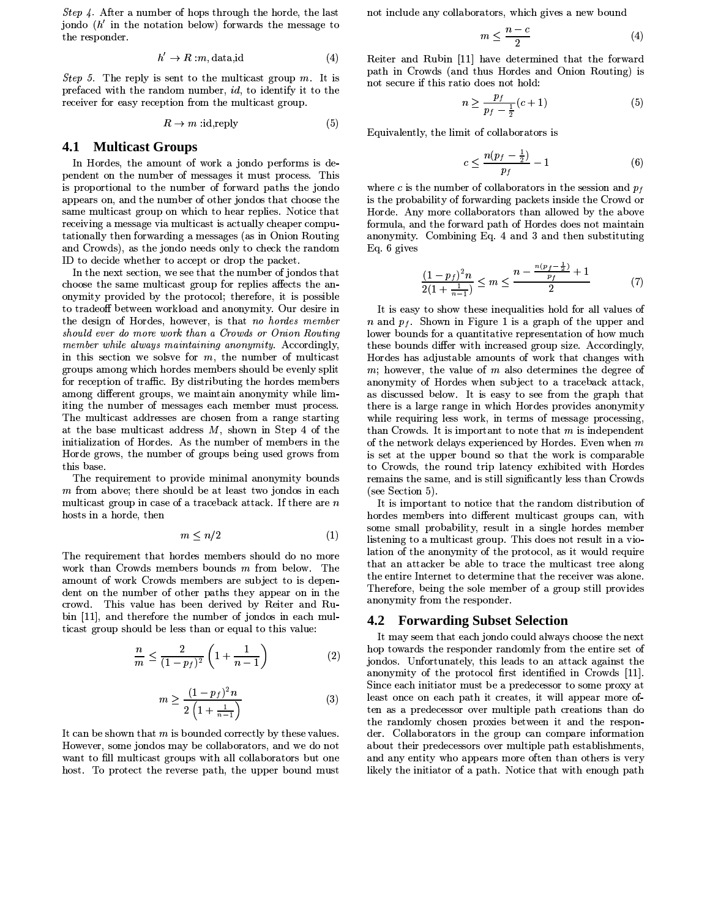*Step 4.* After a number of hops through the horde, the last jondo ($h'$ in the notation below) forwards the message to the responder.

$$h' \rightarrow R : m, \text{data}, \text{id} \tag{4}$$

*Step 5.* The reply is sent to the multicast group $m$. It is prefaced with the random number, *id*, to identify it to the receiver for easy reception from the multicast group.

$$R \rightarrow m : \text{id}, \text{reply} \tag{5}$$

## 4.1 Multicast Groups

In Hordes, the amount of work a jondo performs is dependent on the number of messages it must process. This is proportional to the number of forward paths the jondo appears on, and the number of other jondos that choose the same multicast group on which to hear replies. Notice that receiving a message via multicast is actually cheaper computationally then forwarding a messages (as in Onion Routing and Crowds), as the jondo needs only to check the random ID to decide whether to accept or drop the packet.

In the next section, we see that the number of jondos that choose the same multicast group for replies affects the anonymity provided by the protocol; therefore, it is possible to tradeoff between workload and anonymity. Our desire in the design of Hordes, however, is that *no hordes member should ever do more work than a Crowds or Onion Routing member while always maintaining anonymity*. Accordingly, in this section we solsve for $m$, the number of multicast groups among which hordes members should be evenly split for reception of traffic. By distributing the hordes members among different groups, we maintain anonymity while limiting the number of messages each member must process. The multicast addresses are chosen from a range starting at the base multicast address $M$, shown in Step 4 of the initialization of Hordes. As the number of members in the Horde grows, the number of groups being used grows from this base.

The requirement to provide minimal anonymity bounds $m$ from above; there should be at least two jondos in each multicast group in case of a traceback attack. If there are $n$ hosts in a horde, then

$$m \leq n/2 \tag{1}$$

The requirement that hordes members should do no more work than Crowds members bounds $m$ from below. The amount of work Crowds members are subject to is dependent on the number of other paths they appear on in the crowd. This value has been derived by Reiter and Rubin [11], and therefore the number of jondos in each multicast group should be less than or equal to this value:

$$\frac{n}{m} \leq \frac{2}{(1-p_f)^2}\left(1 + \frac{1}{n-1}\right) \tag{2}$$

$$m \geq \frac{(1-p_f)^2 n}{2\left(1 + \frac{1}{n-1}\right)} \tag{3}$$

It can be shown that $m$ is bounded correctly by these values. However, some jondos may be collaborators, and we do not want to fill multicast groups with all collaborators but one host. To protect the reverse path, the upper bound must not include any collaborators, which gives a new bound

$$m \leq \frac{n-c}{2} \tag{4}$$

Reiter and Rubin [11] have determined that the forward path in Crowds (and thus Hordes and Onion Routing) is not secure if this ratio does not hold:

$$n \geq \frac{p_f}{p_f - \frac{1}{2}}(c+1) \tag{5}$$

Equivalently, the limit of collaborators is

$$c \leq \frac{n(p_f - \frac{1}{2})}{p_f} - 1 \tag{6}$$

where $c$ is the number of collaborators in the session and $p_f$ is the probability of forwarding packets inside the Crowd or Horde. Any more collaborators than allowed by the above formula, and the forward path of Hordes does not maintain anonymity. Combining Eq. 4 and 3 and then substituting Eq. 6 gives

$$\frac{(1-p_f)^2 n}{2(1+\frac{1}{n-1})} \leq m \leq \frac{n - \frac{n(p_f - \frac{1}{2})}{p_f} + 1}{2} \tag{7}$$

It is easy to show these inequalities hold for all values of $n$ and $p_f$. Shown in Figure 1 is a graph of the upper and lower bounds for a quantitative representation of how much these bounds differ with increased group size. Accordingly, Hordes has adjustable amounts of work that changes with $m$; however, the value of $m$ also determines the degree of anonymity of Hordes when subject to a traceback attack, as discussed below. It is easy to see from the graph that there is a large range in which Hordes provides anonymity while requiring less work, in terms of message processing, than Crowds. It is important to note that $m$ is independent of the network delays experienced by Hordes. Even when $m$ is set at the upper bound so that the work is comparable to Crowds, the round trip latency exhibited with Hordes remains the same, and is still significantly less than Crowds (see Section 5).

It is important to notice that the random distribution of hordes members into different multicast groups can, with some small probability, result in a single hordes member listening to a multicast group. This does not result in a violation of the anonymity of the protocol, as it would require that an attacker be able to trace the multicast tree along the entire Internet to determine that the receiver was alone. Therefore, being the sole member of a group still provides anonymity from the responder.

## 4.2 Forwarding Subset Selection

It may seem that each jondo could always choose the next hop towards the responder randomly from the entire set of jondos. Unfortunately, this leads to an attack against the anonymity of the protocol first identified in Crowds [11]. Since each initiator must be a predecessor to some proxy at least once on each path it creates, it will appear more often as a predecessor over multiple path creations than do the randomly chosen proxies between it and the responder. Collaborators in the group can compare information about their predecessors over multiple path establishments, and any entity who appears more often than others is very likely the initiator of a path. Notice that with enough path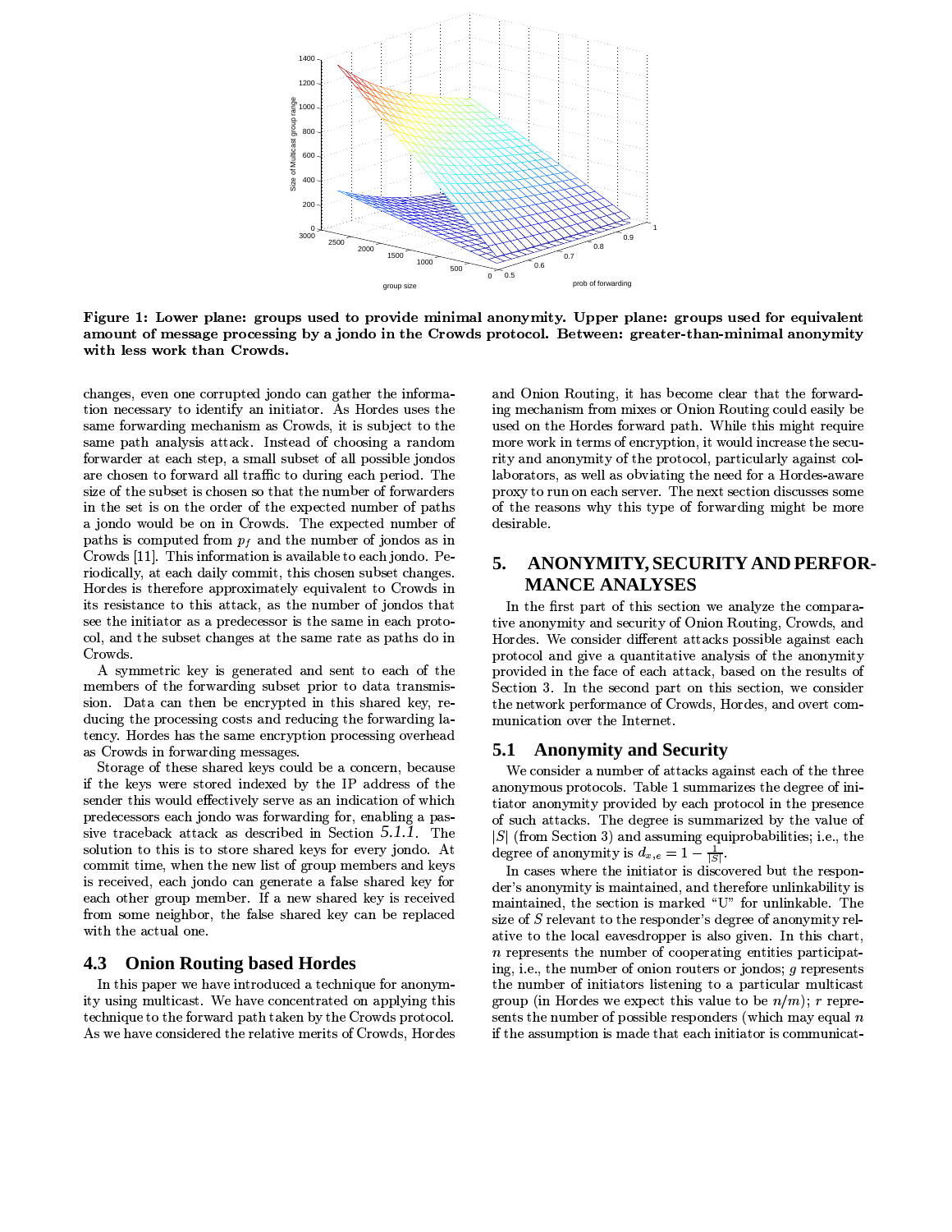**Figure 1: Lower plane: groups used to provide minimal anonymity. Upper plane: groups used for equivalent amount of message processing by a jondo in the Crowds protocol. Between: greater-than-minimal anonymity with less work than Crowds.**

changes, even one corrupted jondo can gather the information necessary to identify an initiator. As Hordes uses the same forwarding mechanism as Crowds, it is subject to the same path analysis attack. Instead of choosing a random forwarder at each step, a small subset of all possible jondos are chosen to forward all traffic to during each period. The size of the subset is chosen so that the number of forwarders in the set is on the order of the expected number of paths a jondo would be on in Crowds. The expected number of paths is computed from $p_f$ and the number of jondos as in Crowds [11]. This information is available to each jondo. Periodically, at each daily commit, this chosen subset changes. Hordes is therefore approximately equivalent to Crowds in its resistance to this attack, as the number of jondos that see the initiator as a predecessor is the same in each protocol, and the subset changes at the same rate as paths do in Crowds.

A symmetric key is generated and sent to each of the members of the forwarding subset prior to data transmission. Data can then be encrypted in this shared key, reducing the processing costs and reducing the forwarding latency. Hordes has the same encryption processing overhead as Crowds in forwarding messages.

Storage of these shared keys could be a concern, because if the keys were stored indexed by the IP address of the sender this would effectively serve as an indication of which predecessors each jondo was forwarding for, enabling a passive traceback attack as described in Section *5.1.1*. The solution to this is to store shared keys for every jondo. At commit time, when the new list of group members and keys is received, each jondo can generate a false shared key for each other group member. If a new shared key is received from some neighbor, the false shared key can be replaced with the actual one.

### 4.3 Onion Routing based Hordes

In this paper we have introduced a technique for anonymity using multicast. We have concentrated on applying this technique to the forward path taken by the Crowds protocol. As we have considered the relative merits of Crowds, Hordes and Onion Routing, it has become clear that the forwarding mechanism from mixes or Onion Routing could easily be used on the Hordes forward path. While this might require more work in terms of encryption, it would increase the security and anonymity of the protocol, particularly against collaborators, as well as obviating the need for a Hordes-aware proxy to run on each server. The next section discusses some of the reasons why this type of forwarding might be more desirable.

## 5. ANONYMITY, SECURITY AND PERFORMANCE ANALYSES

In the first part of this section we analyze the comparative anonymity and security of Onion Routing, Crowds, and Hordes. We consider different attacks possible against each protocol and give a quantitative analysis of the anonymity provided in the face of each attack, based on the results of Section 3. In the second part on this section, we consider the network performance of Crowds, Hordes, and overt communication over the Internet.

### 5.1 Anonymity and Security

We consider a number of attacks against each of the three anonymous protocols. Table 1 summarizes the degree of initiator anonymity provided by each protocol in the presence of such attacks. The degree is summarized by the value of $|S|$ (from Section 3) and assuming equiprobabilities; i.e., the degree of anonymity is $d_{x,e} = 1 - \frac{1}{|S|}$.

In cases where the initiator is discovered but the responder's anonymity is maintained, and therefore unlinkability is maintained, the section is marked "U" for unlinkable. The size of $S$ relevant to the responder's degree of anonymity relative to the local eavesdropper is also given. In this chart, $n$ represents the number of cooperating entities participating, i.e., the number of onion routers or jondos; $g$ represents the number of initiators listening to a particular multicast group (in Hordes we expect this value to be $n/m$); $r$ represents the number of possible responders (which may equal $n$ if the assumption is made that each initiator is communicat-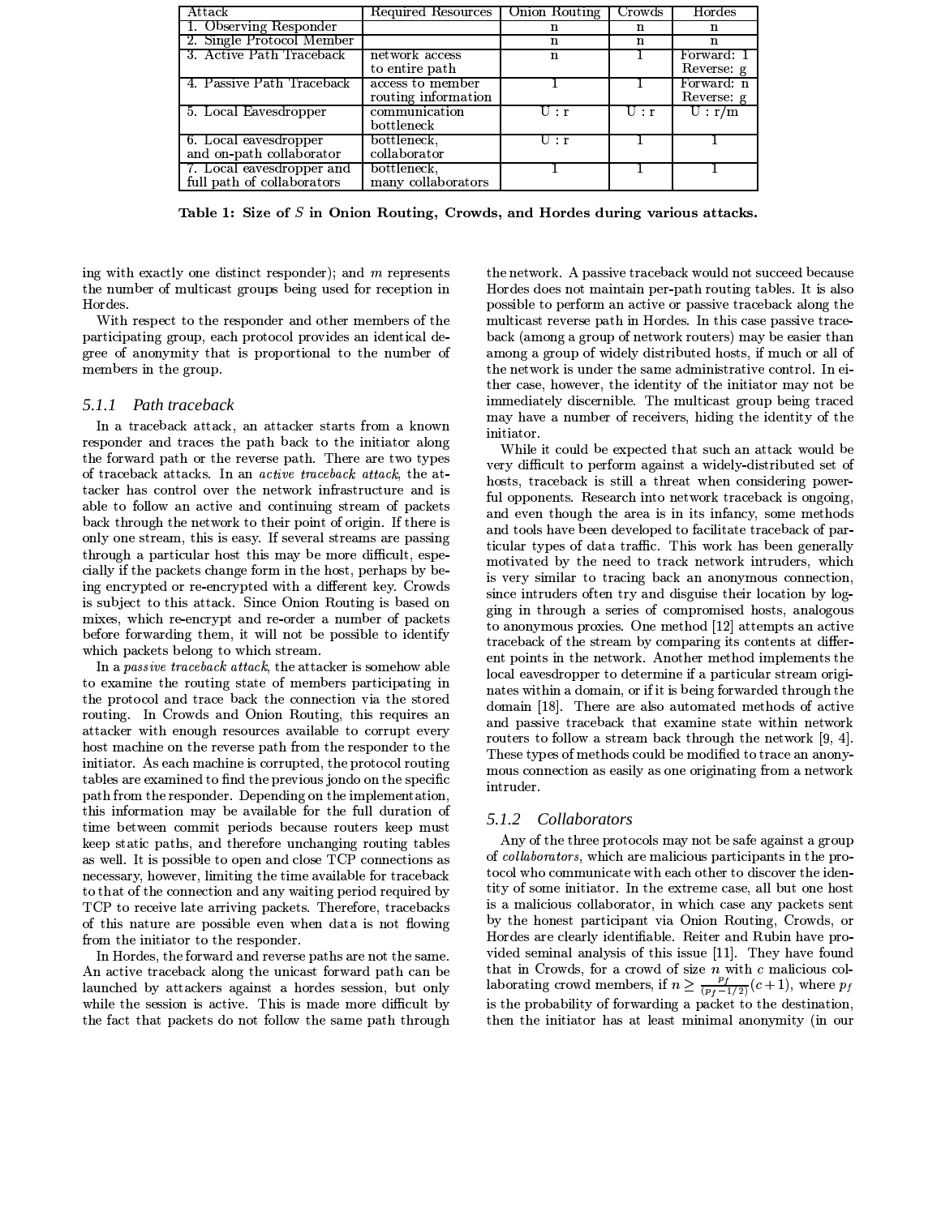| Attack | Required Resources | Onion Routing | Crowds | Hordes |
|---|---|---|---|---|
| 1. Observing Responder | | n | n | n |
| 2. Single Protocol Member | | n | n | n |
| 3. Active Path Traceback | network access to entire path | n | 1 | Forward: 1 Reverse: g |
| 4. Passive Path Traceback | access to member routing information | 1 | 1 | Forward: n Reverse: g |
| 5. Local Eavesdropper | communication bottleneck | U : r | U : r | U : r/m |
| 6. Local eavesdropper and on-path collaborator | bottleneck, collaborator | U : r | 1 | 1 |
| 7. Local eavesdropper and full path of collaborators | bottleneck, many collaborators | 1 | 1 | 1 |

**Table 1: Size of $S$ in Onion Routing, Crowds, and Hordes during various attacks.**

ing with exactly one distinct responder); and $m$ represents the number of multicast groups being used for reception in Hordes.

With respect to the responder and other members of the participating group, each protocol provides an identical degree of anonymity that is proportional to the number of members in the group.

### 5.1.1 Path traceback

In a traceback attack, an attacker starts from a known responder and traces the path back to the initiator along the forward path or the reverse path. There are two types of traceback attacks. In an *active traceback attack*, the attacker has control over the network infrastructure and is able to follow an active and continuing stream of packets back through the network to their point of origin. If there is only one stream, this is easy. If several streams are passing through a particular host this may be more difficult, especially if the packets change form in the host, perhaps by being encrypted or re-encrypted with a different key. Crowds is subject to this attack. Since Onion Routing is based on mixes, which re-encrypt and re-order a number of packets before forwarding them, it will not be possible to identify which packets belong to which stream.

In a *passive traceback attack*, the attacker is somehow able to examine the routing state of members participating in the protocol and trace back the connection via the stored routing. In Crowds and Onion Routing, this requires an attacker with enough resources available to corrupt every host machine on the reverse path from the responder to the initiator. As each machine is corrupted, the protocol routing tables are examined to find the previous jondo on the specific path from the responder. Depending on the implementation, this information may be available for the full duration of time between commit periods because routers keep must keep static paths, and therefore unchanging routing tables as well. It is possible to open and close TCP connections as necessary, however, limiting the time available for traceback to that of the connection and any waiting period required by TCP to receive late arriving packets. Therefore, tracebacks of this nature are possible even when data is not flowing from the initiator to the responder.

In Hordes, the forward and reverse paths are not the same. An active traceback along the unicast forward path can be launched by attackers against a hordes session, but only while the session is active. This is made more difficult by the fact that packets do not follow the same path through the network. A passive traceback would not succeed because Hordes does not maintain per-path routing tables. It is also possible to perform an active or passive traceback along the multicast reverse path in Hordes. In this case passive traceback (among a group of network routers) may be easier than among a group of widely distributed hosts, if much or all of the network is under the same administrative control. In either case, however, the identity of the initiator may not be immediately discernible. The multicast group being traced may have a number of receivers, hiding the identity of the initiator.

While it could be expected that such an attack would be very difficult to perform against a widely-distributed set of hosts, traceback is still a threat when considering powerful opponents. Research into network traceback is ongoing, and even though the area is in its infancy, some methods and tools have been developed to facilitate traceback of particular types of data traffic. This work has been generally motivated by the need to track network intruders, which is very similar to tracing back an anonymous connection, since intruders often try and disguise their location by logging in through a series of compromised hosts, analogous to anonymous proxies. One method [12] attempts an active traceback of the stream by comparing its contents at different points in the network. Another method implements the local eavesdropper to determine if a particular stream originates within a domain, or if it is being forwarded through the domain [18]. There are also automated methods of active and passive traceback that examine state within network routers to follow a stream back through the network [9, 4]. These types of methods could be modified to trace an anonymous connection as easily as one originating from a network intruder.

### 5.1.2 Collaborators

Any of the three protocols may not be safe against a group of *collaborators*, which are malicious participants in the protocol who communicate with each other to discover the identity of some initiator. In the extreme case, all but one host is a malicious collaborator, in which case any packets sent by the honest participant via Onion Routing, Crowds, or Hordes are clearly identifiable. Reiter and Rubin have provided seminal analysis of this issue [11]. They have found that in Crowds, for a crowd of size $n$ with $c$ malicious collaborating crowd members, if $n \geq \frac{p_f}{(p_f - 1/2)}(c+1)$, where $p_f$ is the probability of forwarding a packet to the destination, then the initiator has at least minimal anonymity (in our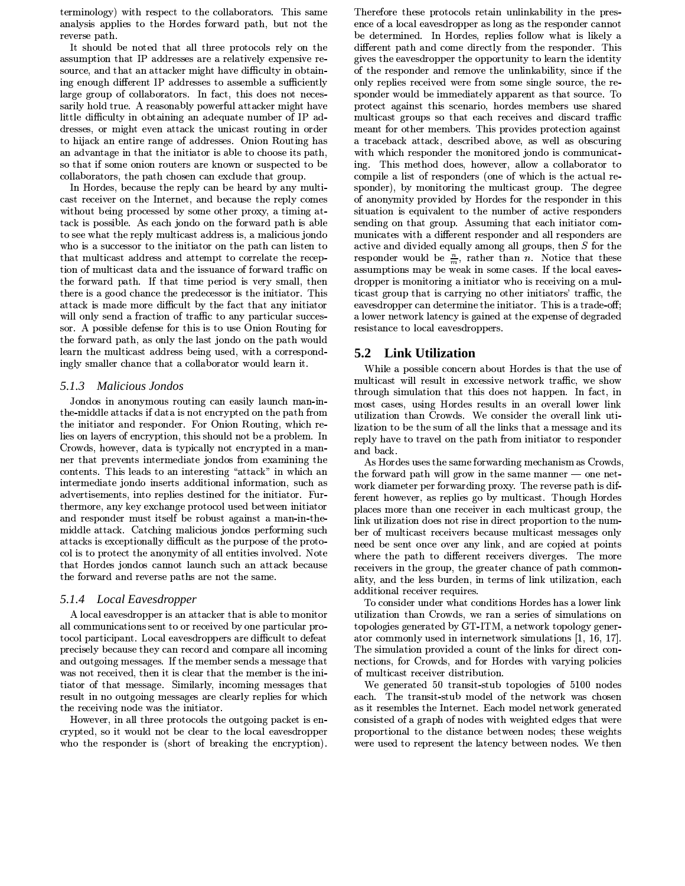terminology) with respect to the collaborators. This same analysis applies to the Hordes forward path, but not the reverse path.

It should be noted that all three protocols rely on the assumption that IP addresses are a relatively expensive resource, and that an attacker might have difficulty in obtaining enough different IP addresses to assemble a sufficiently large group of collaborators. In fact, this does not necessarily hold true. A reasonably powerful attacker might have little difficulty in obtaining an adequate number of IP addresses, or might even attack the unicast routing in order to hijack an entire range of addresses. Onion Routing has an advantage in that the initiator is able to choose its path, so that if some onion routers are known or suspected to be collaborators, the path chosen can exclude that group.

In Hordes, because the reply can be heard by any multicast receiver on the Internet, and because the reply comes without being processed by some other proxy, a timing attack is possible. As each jondo on the forward path is able to see what the reply multicast address is, a malicious jondo who is a successor to the initiator on the path can listen to that multicast address and attempt to correlate the reception of multicast data and the issuance of forward traffic on the forward path. If that time period is very small, then there is a good chance the predecessor is the initiator. This attack is made more difficult by the fact that any initiator will only send a fraction of traffic to any particular successor. A possible defense for this is to use Onion Routing for the forward path, as only the last jondo on the path would learn the multicast address being used, with a correspondingly smaller chance that a collaborator would learn it.

#### 5.1.3 Malicious Jondos

Jondos in anonymous routing can easily launch man-in-the-middle attacks if data is not encrypted on the path from the initiator and responder. For Onion Routing, which relies on layers of encryption, this should not be a problem. In Crowds, however, data is typically not encrypted in a manner that prevents intermediate jondos from examining the contents. This leads to an interesting "attack" in which an intermediate jondo inserts additional information, such as advertisements, into replies destined for the initiator. Furthermore, any key exchange protocol used between initiator and responder must itself be robust against a man-in-the-middle attack. Catching malicious jondos performing such attacks is exceptionally difficult as the purpose of the protocol is to protect the anonymity of all entities involved. Note that Hordes jondos cannot launch such an attack because the forward and reverse paths are not the same.

#### 5.1.4 Local Eavesdropper

A local eavesdropper is an attacker that is able to monitor all communications sent to or received by one particular protocol participant. Local eavesdroppers are difficult to defeat precisely because they can record and compare all incoming and outgoing messages. If the member sends a message that was not received, then it is clear that the member is the initiator of that message. Similarly, incoming messages that result in no outgoing messages are clearly replies for which the receiving node was the initiator.

However, in all three protocols the outgoing packet is encrypted, so it would not be clear to the local eavesdropper who the responder is (short of breaking the encryption). Therefore these protocols retain unlinkability in the presence of a local eavesdropper as long as the responder cannot be determined. In Hordes, replies follow what is likely a different path and come directly from the responder. This gives the eavesdropper the opportunity to learn the identity of the responder and remove the unlinkability, since if the only replies received were from some single source, the responder would be immediately apparent as that source. To protect against this scenario, hordes members use shared multicast groups so that each receives and discard traffic meant for other members. This provides protection against a traceback attack, described above, as well as obscuring with which responder the monitored jondo is communicating. This method does, however, allow a collaborator to compile a list of responders (one of which is the actual responder), by monitoring the multicast group. The degree of anonymity provided by Hordes for the responder in this situation is equivalent to the number of active responders sending on that group. Assuming that each initiator communicates with a different responder and all responders are active and divided equally among all groups, then $S$ for the responder would be $\frac{n}{m}$, rather than $n$. Notice that these assumptions may be weak in some cases. If the local eavesdropper is monitoring a initiator who is receiving on a multicast group that is carrying no other initiators' traffic, the eavesdropper can determine the initiator. This is a trade-off; a lower network latency is gained at the expense of degraded resistance to local eavesdroppers.

### 5.2 Link Utilization

While a possible concern about Hordes is that the use of multicast will result in excessive network traffic, we show through simulation that this does not happen. In fact, in most cases, using Hordes results in an overall lower link utilization than Crowds. We consider the overall link utilization to be the sum of all the links that a message and its reply have to travel on the path from initiator to responder and back.

As Hordes uses the same forwarding mechanism as Crowds, the forward path will grow in the same manner — one network diameter per forwarding proxy. The reverse path is different however, as replies go by multicast. Though Hordes places more than one receiver in each multicast group, the link utilization does not rise in direct proportion to the number of multicast receivers because multicast messages only need be sent once over any link, and are copied at points where the path to different receivers diverges. The more receivers in the group, the greater chance of path commonality, and the less burden, in terms of link utilization, each additional receiver requires.

To consider under what conditions Hordes has a lower link utilization than Crowds, we ran a series of simulations on topologies generated by GT-ITM, a network topology generator commonly used in internetwork simulations [1, 16, 17]. The simulation provided a count of the links for direct connections, for Crowds, and for Hordes with varying policies of multicast receiver distribution.

We generated 50 transit-stub topologies of 5100 nodes each. The transit-stub model of the network was chosen as it resembles the Internet. Each model network generated consisted of a graph of nodes with weighted edges that were proportional to the distance between nodes; these weights were used to represent the latency between nodes. We then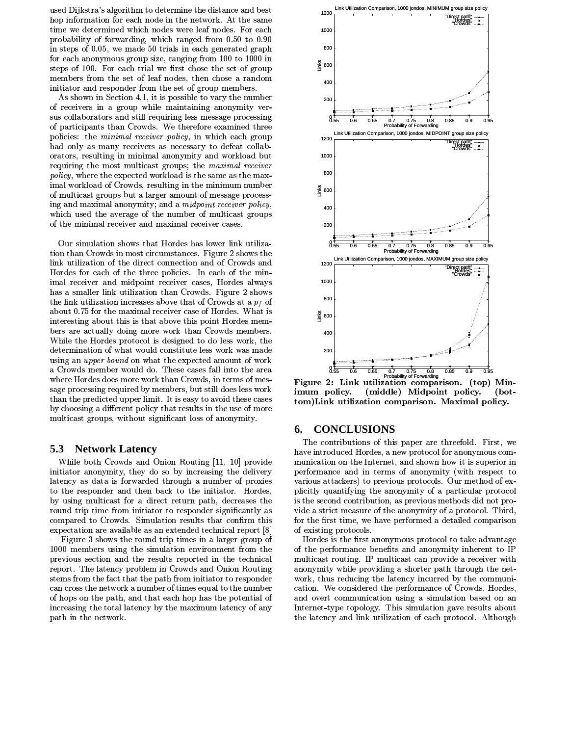used Dijkstra's algorithm to determine the distance and best hop information for each node in the network. At the same time we determined which nodes were leaf nodes. For each probability of forwarding, which ranged from 0.50 to 0.90 in steps of 0.05, we made 50 trials in each generated graph for each anonymous group size, ranging from 100 to 1000 in steps of 100. For each trial we first chose the set of group members from the set of leaf nodes, then chose a random initiator and responder from the set of group members.

As shown in Section 4.1, it is possible to vary the number of receivers in a group while maintaining anonymity versus collaborators and still requiring less message processing of participants than Crowds. We therefore examined three policies: the *minimal receiver policy*, in which each group had only as many receivers as necessary to defeat collaborators, resulting in minimal anonymity and workload but requiring the most multicast groups; the *maximal receiver policy*, where the expected workload is the same as the maximal workload of Crowds, resulting in the minimum number of multicast groups but a larger amount of message processing and maximal anonymity; and a *midpoint receiver policy*, which used the average of the number of multicast groups of the minimal receiver and maximal receiver cases.

Our simulation shows that Hordes has lower link utilization than Crowds in most circumstances. Figure 2 shows the link utilization of the direct connection and of Crowds and Hordes for each of the three policies. In each of the minimal receiver and midpoint receiver cases, Hordes always has a smaller link utilization than Crowds. Figure 2 shows the link utilization increases above that of Crowds at a $p_f$ of about 0.75 for the maximal receiver case of Hordes. What is interesting about this is that above this point Hordes members are actually doing more work than Crowds members. While the Hordes protocol is designed to do less work, the determination of what would constitute less work was made using an *upper bound* on what the expected amount of work a Crowds member would do. These cases fall into the area where Hordes does more work than Crowds, in terms of message processing required by members, but still does less work than the predicted upper limit. It is easy to avoid these cases by choosing a different policy that results in the use of more multicast groups, without significant loss of anonymity.

**Figure 2: Link utilization comparison. (top) Minimum policy. (middle) Midpoint policy. (bottom)Link utilization comparison. Maximal policy.**

### 5.3 Network Latency

While both Crowds and Onion Routing [11, 10] provide initiator anonymity, they do so by increasing the delivery latency as data is forwarded through a number of proxies to the responder and then back to the initiator. Hordes, by using multicast for a direct return path, decreases the round trip time from initiator to responder significantly as compared to Crowds. Simulation results that confirm this expectation are available as an extended technical report [8] — Figure 3 shows the round trip times in a larger group of 1000 members using the simulation environment from the previous section and the results reported in the technical report. The latency problem in Crowds and Onion Routing stems from the fact that the path from initiator to responder can cross the network a number of times equal to the number of hops on the path, and that each hop has the potential of increasing the total latency by the maximum latency of any path in the network.

## 6. CONCLUSIONS

The contributions of this paper are threefold. First, we have introduced Hordes, a new protocol for anonymous communication on the Internet, and shown how it is superior in performance and in terms of anonymity (with respect to various attackers) to previous protocols. Our method of explicitly quantifying the anonymity of a particular protocol is the second contribution, as previous methods did not provide a strict measure of the anonymity of a protocol. Third, for the first time, we have performed a detailed comparison of existing protocols.

Hordes is the first anonymous protocol to take advantage of the performance benefits and anonymity inherent to IP multicast routing. IP multicast can provide a receiver with anonymity while providing a shorter path through the network, thus reducing the latency incurred by the communication. We considered the performance of Crowds, Hordes, and overt communication using a simulation based on an Internet-type topology. This simulation gave results about the latency and link utilization of each protocol. Although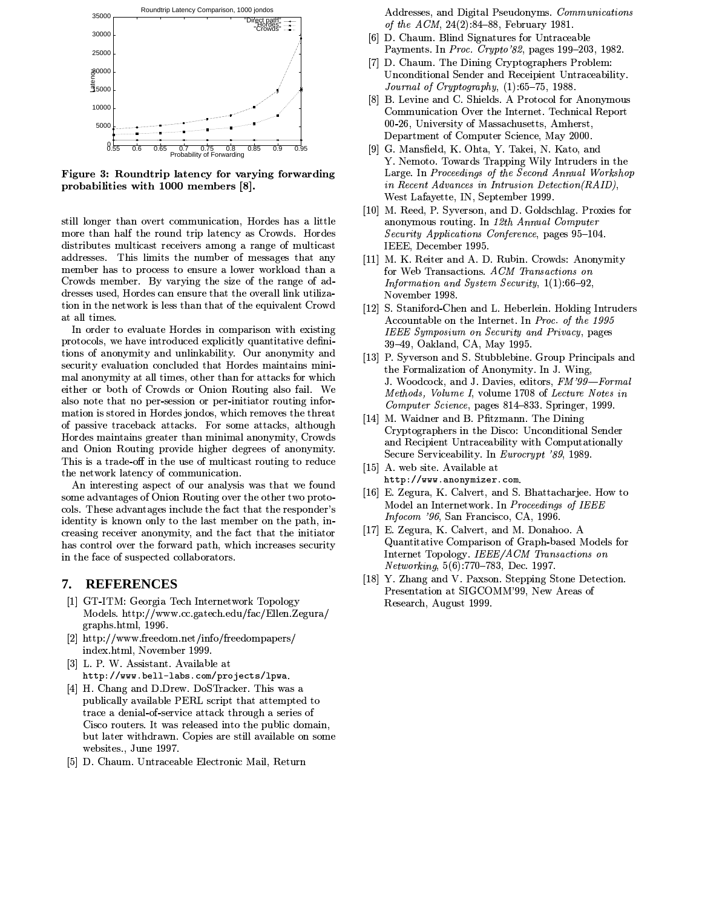Roundtrip Latency Comparison, 1000 jondos

"Direct path"
"Hordes"
"Crowds"

Latency

35000
30000
25000
20000
15000
10000
5000
0

0.55 0.6 0.65 0.7 0.75 0.8 0.85 0.9 0.95

Probability of Forwarding

**Figure 3: Roundtrip latency for varying forwarding probabilities with 1000 members [8].**

still longer than overt communication, Hordes has a little more than half the round trip latency as Crowds. Hordes distributes multicast receivers among a range of multicast addresses. This limits the number of messages that any member has to process to ensure a lower workload than a Crowds member. By varying the size of the range of addresses used, Hordes can ensure that the overall link utilization in the network is less than that of the equivalent Crowd at all times.

In order to evaluate Hordes in comparison with existing protocols, we have introduced explicitly quantitative definitions of anonymity and unlinkability. Our anonymity and security evaluation concluded that Hordes maintains minimal anonymity at all times, other than for attacks for which either or both of Crowds or Onion Routing also fail. We also note that no per-session or per-initiator routing information is stored in Hordes jondos, which removes the threat of passive traceback attacks. For some attacks, although Hordes maintains greater than minimal anonymity, Crowds and Onion Routing provide higher degrees of anonymity. This is a trade-off in the use of multicast routing to reduce the network latency of communication.

An interesting aspect of our analysis was that we found some advantages of Onion Routing over the other two protocols. These advantages include the fact that the responder's identity is known only to the last member on the path, increasing receiver anonymity, and the fact that the initiator has control over the forward path, which increases security in the face of suspected collaborators.

## 7. REFERENCES

[1] GT-ITM: Georgia Tech Internetwork Topology Models. http://www.cc.gatech.edu/fac/Ellen.Zegura/graphs.html, 1996.

[2] http://www.freedom.net/info/freedompapers/index.html, November 1999.

[3] L. P. W. Assistant. Available at `http://www.bell-labs.com/projects/lpwa`.

[4] H. Chang and D.Drew. DoSTracker. This was a publically available PERL script that attempted to trace a denial-of-service attack through a series of Cisco routers. It was released into the public domain, but later withdrawn. Copies are still available on some websites., June 1997.

[5] D. Chaum. Untraceable Electronic Mail, Return Addresses, and Digital Pseudonyms. *Communications of the ACM*, 24(2):84–88, February 1981.

[6] D. Chaum. Blind Signatures for Untraceable Payments. In *Proc. Crypto'82*, pages 199–203, 1982.

[7] D. Chaum. The Dining Cryptographers Problem: Unconditional Sender and Receipient Untraceability. *Journal of Cryptography*, (1):65–75, 1988.

[8] B. Levine and C. Shields. A Protocol for Anonymous Communication Over the Internet. Technical Report 00-26, University of Massachusetts, Amherst, Department of Computer Science, May 2000.

[9] G. Mansfield, K. Ohta, Y. Takei, N. Kato, and Y. Nemoto. Towards Trapping Wily Intruders in the Large. In *Proceedings of the Second Annual Workshop in Recent Advances in Intrusion Detection(RAID)*, West Lafayette, IN, September 1999.

[10] M. Reed, P. Syverson, and D. Goldschlag. Proxies for anonymous routing. In *12th Annual Computer Security Applications Conference*, pages 95–104. IEEE, December 1995.

[11] M. K. Reiter and A. D. Rubin. Crowds: Anonymity for Web Transactions. *ACM Transactions on Information and System Security*, 1(1):66–92, November 1998.

[12] S. Staniford-Chen and L. Heberlein. Holding Intruders Accountable on the Internet. In *Proc. of the 1995 IEEE Symposium on Security and Privacy*, pages 39–49, Oakland, CA, May 1995.

[13] P. Syverson and S. Stubblebine. Group Principals and the Formalization of Anonymity. In J. Wing, J. Woodcock, and J. Davies, editors, *FM'99—Formal Methods, Volume I*, volume 1708 of *Lecture Notes in Computer Science*, pages 814–833. Springer, 1999.

[14] M. Waidner and B. Pfitzmann. The Dining Cryptographers in the Disco: Unconditional Sender and Recipient Untraceability with Computationally Secure Serviceability. In *Eurocrypt '89*, 1989.

[15] A. web site. Available at `http://www.anonymizer.com`.

[16] E. Zegura, K. Calvert, and S. Bhattacharjee. How to Model an Internetwork. In *Proceedings of IEEE Infocom '96*, San Francisco, CA, 1996.

[17] E. Zegura, K. Calvert, and M. Donahoo. A Quantitative Comparison of Graph-based Models for Internet Topology. *IEEE/ACM Transactions on Networking*, 5(6):770–783, Dec. 1997.

[18] Y. Zhang and V. Paxson. Stepping Stone Detection. Presentation at SIGCOMM'99, New Areas of Research, August 1999.